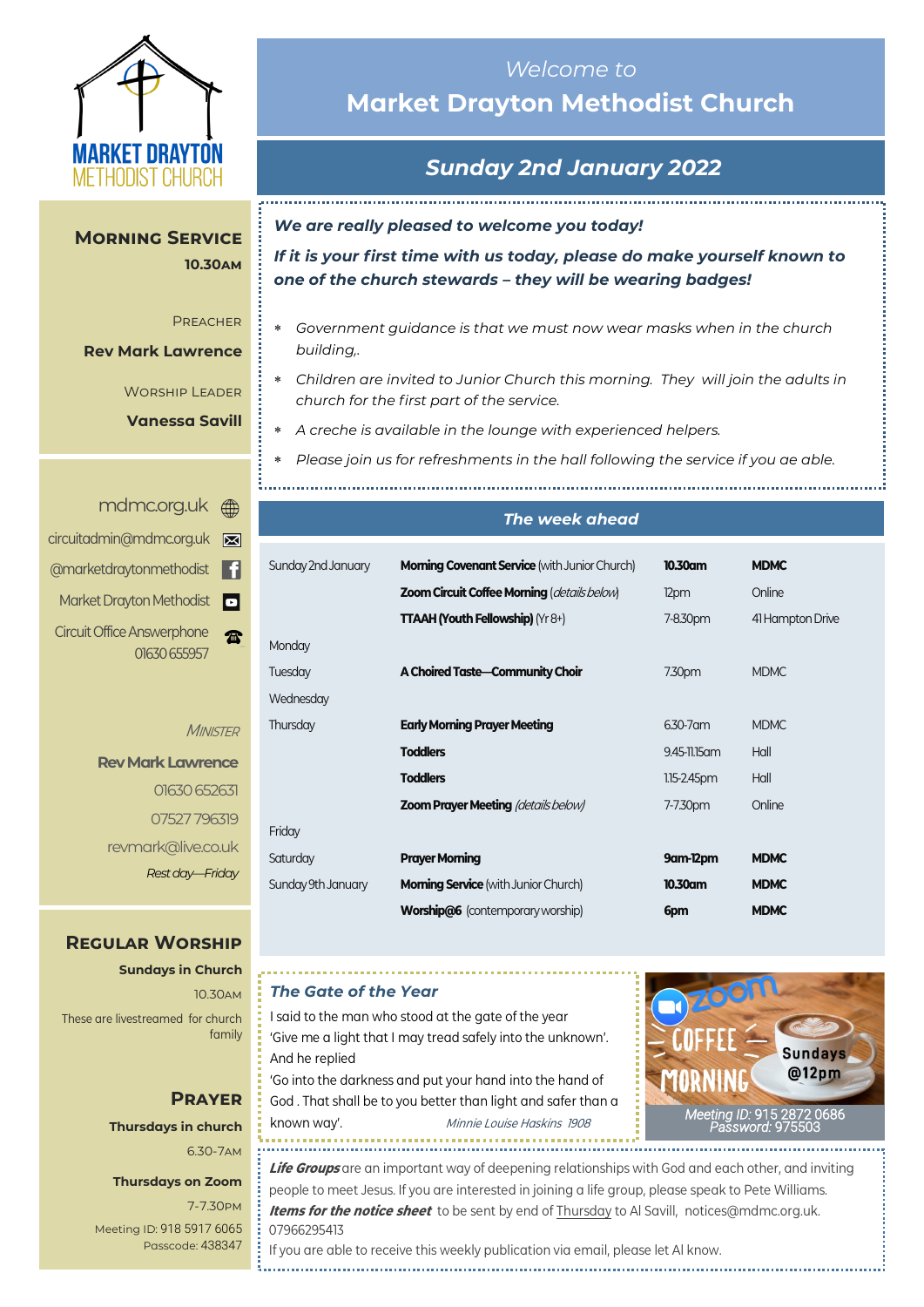MARKET DRAYTON METHODIST CHURCH

# *Welcome to* Market Drayton Methodist Church

## *Sunday 2nd January 2022*

***We are really pleased to welcome you today!***

***If it is your first time with us today, please do make yourself known to one of the church stewards – they will be wearing badges!***

- *Government guidance is that we must now wear masks when in the church building,.*
- *Children are invited to Junior Church this morning. They will join the adults in church for the first part of the service.*
- *A creche is available in the lounge with experienced helpers.*
- *Please join us for refreshments in the hall following the service if you ae able.*

### Morning Service

**10.30am**

Preacher

**Rev Mark Lawrence**

Worship Leader

**Vanessa Savill**

mdmc.org.uk

circuitadmin@mdmc.org.uk

@marketdraytonmethodist

Market Drayton Methodist

Circuit Office Answerphone 01630 655957

*Minister*

**Rev Mark Lawrence**

01630 652631

07527 796319

revmark@live.co.uk

*Rest day—Friday*

### *The week ahead*

| | | | |
|---|---|---|---|
| Sunday 2nd January | **Morning Covenant Service** (with Junior Church) | **10.30am** | **MDMC** |
| | **Zoom Circuit Coffee Morning** (*details below*) | 12pm | Online |
| | **TTAAH (Youth Fellowship)** (Yr 8+) | 7-8.30pm | 41 Hampton Drive |
| Monday | | | |
| Tuesday | **A Choired Taste—Community Choir** | 7.30pm | MDMC |
| Wednesday | | | |
| Thursday | **Early Morning Prayer Meeting** | 6.30-7am | MDMC |
| | **Toddlers** | 9.45-11.15am | Hall |
| | **Toddlers** | 1.15-2.45pm | Hall |
| | **Zoom Prayer Meeting** (*details below*) | 7-7.30pm | Online |
| Friday | | | |
| Saturday | **Prayer Morning** | **9am-12pm** | **MDMC** |
| Sunday 9th January | **Morning Service** (with Junior Church) | **10.30am** | **MDMC** |
| | **Worship@6** (contemporary worship) | **6pm** | **MDMC** |

### Regular Worship

**Sundays in Church**

10.30am

These are livestreamed for church family

### Prayer

**Thursdays in church**

6.30-7am

**Thursdays on Zoom**

7-7.30pm

Meeting ID: 918 5917 6065

Passcode: 438347

### *The Gate of the Year*

I said to the man who stood at the gate of the year
'Give me a light that I may tread safely into the unknown'.
And he replied
'Go into the darkness and put your hand into the hand of God . That shall be to you better than light and safer than a known way'. *Minnie Louise Haskins 1908*

Zoom COFFEE MORNING Sundays @12pm

*Meeting ID: 915 2872 0686*
*Password: 975503*

***Life Groups*** are an important way of deepening relationships with God and each other, and inviting people to meet Jesus. If you are interested in joining a life group, please speak to Pete Williams.

***Items for the notice sheet*** to be sent by end of Thursday to Al Savill, notices@mdmc.org.uk. 07966295413

If you are able to receive this weekly publication via email, please let Al know.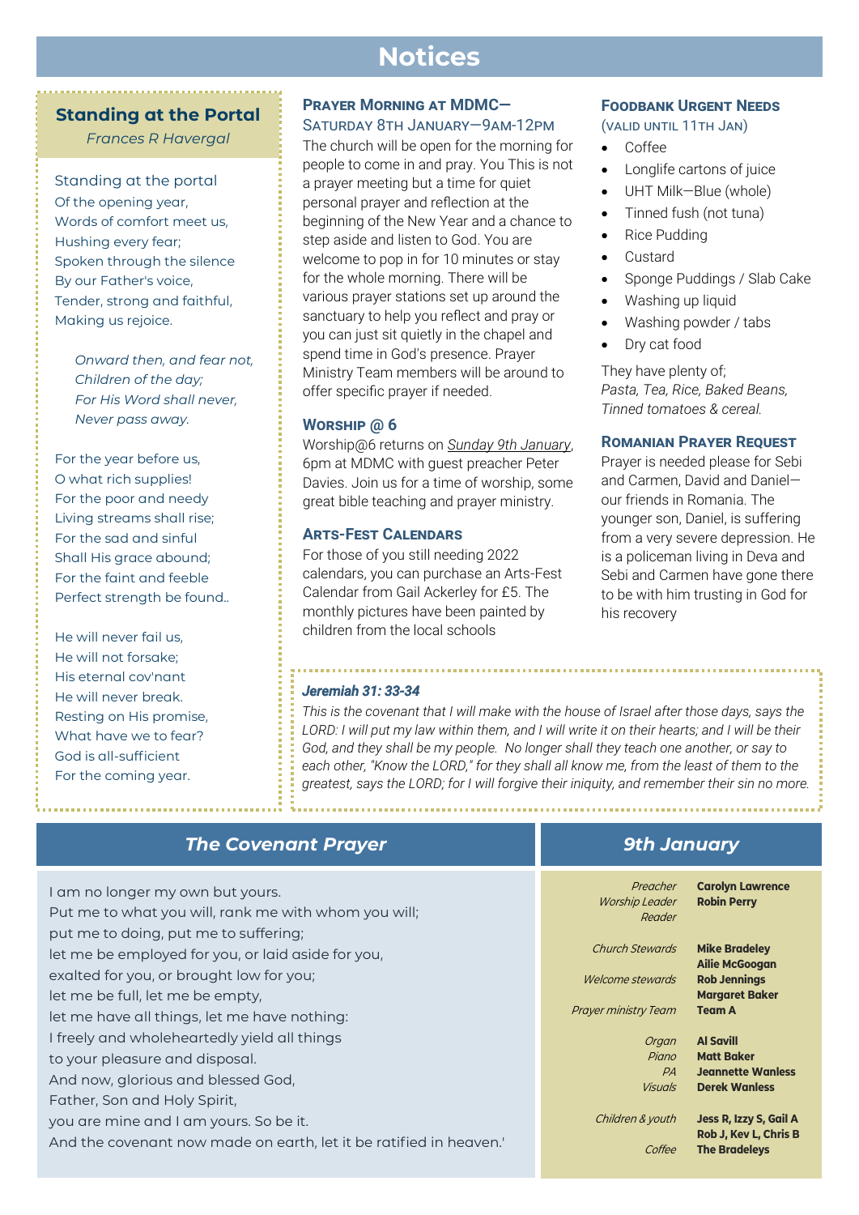# Notices

## Standing at the Portal

*Frances R Havergal*

Standing at the portal
Of the opening year,
Words of comfort meet us,
Hushing every fear;
Spoken through the silence
By our Father's voice,
Tender, strong and faithful,
Making us rejoice.

*Onward then, and fear not,*
*Children of the day;*
*For His Word shall never,*
*Never pass away.*

For the year before us,
O what rich supplies!
For the poor and needy
Living streams shall rise;
For the sad and sinful
Shall His grace abound;
For the faint and feeble
Perfect strength be found..

He will never fail us,
He will not forsake;
His eternal cov'nant
He will never break.
Resting on His promise,
What have we to fear?
God is all-sufficient
For the coming year.

### Prayer Morning at MDMC— Saturday 8th January—9am-12pm

The church will be open for the morning for people to come in and pray. You This is not a prayer meeting but a time for quiet personal prayer and reflection at the beginning of the New Year and a chance to step aside and listen to God. You are welcome to pop in for 10 minutes or stay for the whole morning. There will be various prayer stations set up around the sanctuary to help you reflect and pray or you can just sit quietly in the chapel and spend time in God's presence. Prayer Ministry Team members will be around to offer specific prayer if needed.

### Worship @ 6

Worship@6 returns on *Sunday 9th January*, 6pm at MDMC with guest preacher Peter Davies. Join us for a time of worship, some great bible teaching and prayer ministry.

### Arts-Fest Calendars

For those of you still needing 2022 calendars, you can purchase an Arts-Fest Calendar from Gail Ackerley for £5. The monthly pictures have been painted by children from the local schools

### Foodbank Urgent Needs

(valid until 11th Jan)

- Coffee
- Longlife cartons of juice
- UHT Milk—Blue (whole)
- Tinned fush (not tuna)
- Rice Pudding
- Custard
- Sponge Puddings / Slab Cake
- Washing up liquid
- Washing powder / tabs
- Dry cat food

They have plenty of;
*Pasta, Tea, Rice, Baked Beans, Tinned tomatoes & cereal.*

### Romanian Prayer Request

Prayer is needed please for Sebi and Carmen, David and Daniel—our friends in Romania. The younger son, Daniel, is suffering from a very severe depression. He is a policeman living in Deva and Sebi and Carmen have gone there to be with him trusting in God for his recovery

***Jeremiah 31: 33-34***

*This is the covenant that I will make with the house of Israel after those days, says the LORD: I will put my law within them, and I will write it on their hearts; and I will be their God, and they shall be my people. No longer shall they teach one another, or say to each other, "Know the LORD," for they shall all know me, from the least of them to the greatest, says the LORD; for I will forgive their iniquity, and remember their sin no more.*

## *The Covenant Prayer*

I am no longer my own but yours.
Put me to what you will, rank me with whom you will;
put me to doing, put me to suffering;
let me be employed for you, or laid aside for you,
exalted for you, or brought low for you;
let me be full, let me be empty,
let me have all things, let me have nothing:
I freely and wholeheartedly yield all things
to your pleasure and disposal.
And now, glorious and blessed God,
Father, Son and Holy Spirit,
you are mine and I am yours. So be it.
And the covenant now made on earth, let it be ratified in heaven.'

## *9th January*

| | |
|---|---|
| *Preacher* | **Carolyn Lawrence** |
| *Worship Leader* | **Robin Perry** |
| *Reader* | |
| *Church Stewards* | **Mike Bradeley**<br>**Ailie McGoogan** |
| *Welcome stewards* | **Rob Jennings**<br>**Margaret Baker** |
| *Prayer ministry Team* | **Team A** |
| *Organ* | **Al Savill** |
| *Piano* | **Matt Baker** |
| *PA* | **Jeannette Wanless** |
| *Visuals* | **Derek Wanless** |
| *Children & youth* | **Jess R, Izzy S, Gail A**<br>**Rob J, Kev L, Chris B** |
| *Coffee* | **The Bradeleys** |